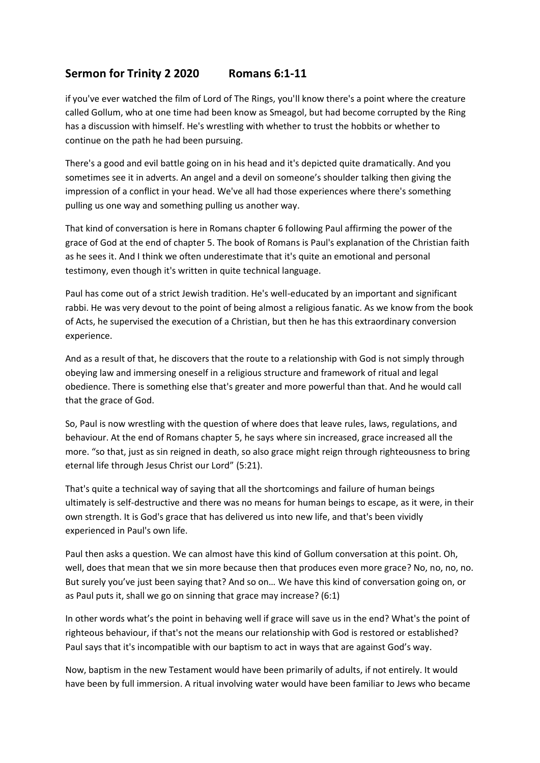## Sermon for Trinity 2 2020 Romans 6:1-11

if you've ever watched the film of Lord of The Rings, you'll know there's a point where the creature called Gollum, who at one time had been know as Smeagol, but had become corrupted by the Ring has a discussion with himself. He's wrestling with whether to trust the hobbits or whether to continue on the path he had been pursuing.

There's a good and evil battle going on in his head and it's depicted quite dramatically. And you sometimes see it in adverts. An angel and a devil on someone's shoulder talking then giving the impression of a conflict in your head. We've all had those experiences where there's something pulling us one way and something pulling us another way.

That kind of conversation is here in Romans chapter 6 following Paul affirming the power of the grace of God at the end of chapter 5. The book of Romans is Paul's explanation of the Christian faith as he sees it. And I think we often underestimate that it's quite an emotional and personal testimony, even though it's written in quite technical language.

Paul has come out of a strict Jewish tradition. He's well-educated by an important and significant rabbi. He was very devout to the point of being almost a religious fanatic. As we know from the book of Acts, he supervised the execution of a Christian, but then he has this extraordinary conversion experience.

And as a result of that, he discovers that the route to a relationship with God is not simply through obeying law and immersing oneself in a religious structure and framework of ritual and legal obedience. There is something else that's greater and more powerful than that. And he would call that the grace of God.

So, Paul is now wrestling with the question of where does that leave rules, laws, regulations, and behaviour. At the end of Romans chapter 5, he says where sin increased, grace increased all the more. "so that, just as sin reigned in death, so also grace might reign through righteousness to bring eternal life through Jesus Christ our Lord" (5:21).

That's quite a technical way of saying that all the shortcomings and failure of human beings ultimately is self-destructive and there was no means for human beings to escape, as it were, in their own strength. It is God's grace that has delivered us into new life, and that's been vividly experienced in Paul's own life.

Paul then asks a question. We can almost have this kind of Gollum conversation at this point. Oh, well, does that mean that we sin more because then that produces even more grace? No, no, no, no. But surely you've just been saying that? And so on… We have this kind of conversation going on, or as Paul puts it, shall we go on sinning that grace may increase? (6:1)

In other words what's the point in behaving well if grace will save us in the end? What's the point of righteous behaviour, if that's not the means our relationship with God is restored or established? Paul says that it's incompatible with our baptism to act in ways that are against God's way.

Now, baptism in the new Testament would have been primarily of adults, if not entirely. It would have been by full immersion. A ritual involving water would have been familiar to Jews who became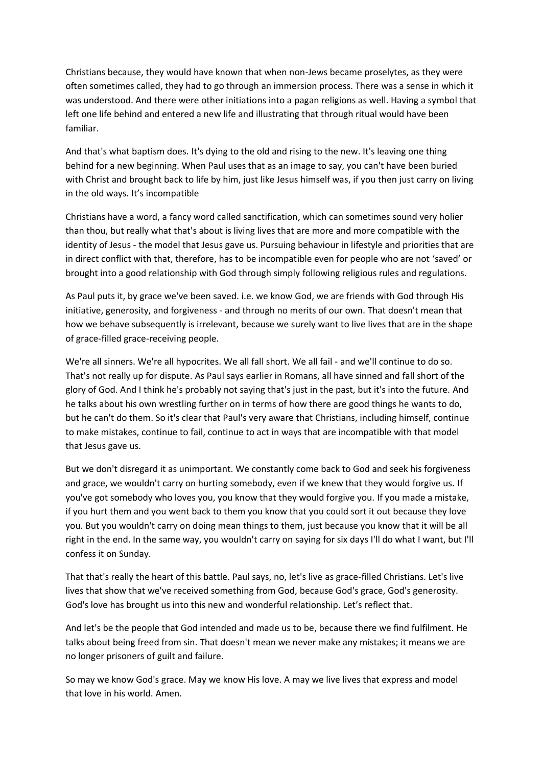Christians because, they would have known that when non-Jews became proselytes, as they were often sometimes called, they had to go through an immersion process. There was a sense in which it was understood. And there were other initiations into a pagan religions as well. Having a symbol that left one life behind and entered a new life and illustrating that through ritual would have been familiar.

And that's what baptism does. It's dying to the old and rising to the new. It's leaving one thing behind for a new beginning. When Paul uses that as an image to say, you can't have been buried with Christ and brought back to life by him, just like Jesus himself was, if you then just carry on living in the old ways. It's incompatible

Christians have a word, a fancy word called sanctification, which can sometimes sound very holier than thou, but really what that's about is living lives that are more and more compatible with the identity of Jesus - the model that Jesus gave us. Pursuing behaviour in lifestyle and priorities that are in direct conflict with that, therefore, has to be incompatible even for people who are not 'saved' or brought into a good relationship with God through simply following religious rules and regulations.

As Paul puts it, by grace we've been saved. i.e. we know God, we are friends with God through His initiative, generosity, and forgiveness - and through no merits of our own. That doesn't mean that how we behave subsequently is irrelevant, because we surely want to live lives that are in the shape of grace-filled grace-receiving people.

We're all sinners. We're all hypocrites. We all fall short. We all fail - and we'll continue to do so. That's not really up for dispute. As Paul says earlier in Romans, all have sinned and fall short of the glory of God. And I think he's probably not saying that's just in the past, but it's into the future. And he talks about his own wrestling further on in terms of how there are good things he wants to do, but he can't do them. So it's clear that Paul's very aware that Christians, including himself, continue to make mistakes, continue to fail, continue to act in ways that are incompatible with that model that Jesus gave us.

But we don't disregard it as unimportant. We constantly come back to God and seek his forgiveness and grace, we wouldn't carry on hurting somebody, even if we knew that they would forgive us. If you've got somebody who loves you, you know that they would forgive you. If you made a mistake, if you hurt them and you went back to them you know that you could sort it out because they love you. But you wouldn't carry on doing mean things to them, just because you know that it will be all right in the end. In the same way, you wouldn't carry on saying for six days I'll do what I want, but I'll confess it on Sunday.

That that's really the heart of this battle. Paul says, no, let's live as grace-filled Christians. Let's live lives that show that we've received something from God, because God's grace, God's generosity. God's love has brought us into this new and wonderful relationship. Let's reflect that.

And let's be the people that God intended and made us to be, because there we find fulfilment. He talks about being freed from sin. That doesn't mean we never make any mistakes; it means we are no longer prisoners of guilt and failure.

So may we know God's grace. May we know His love. A may we live lives that express and model that love in his world. Amen.